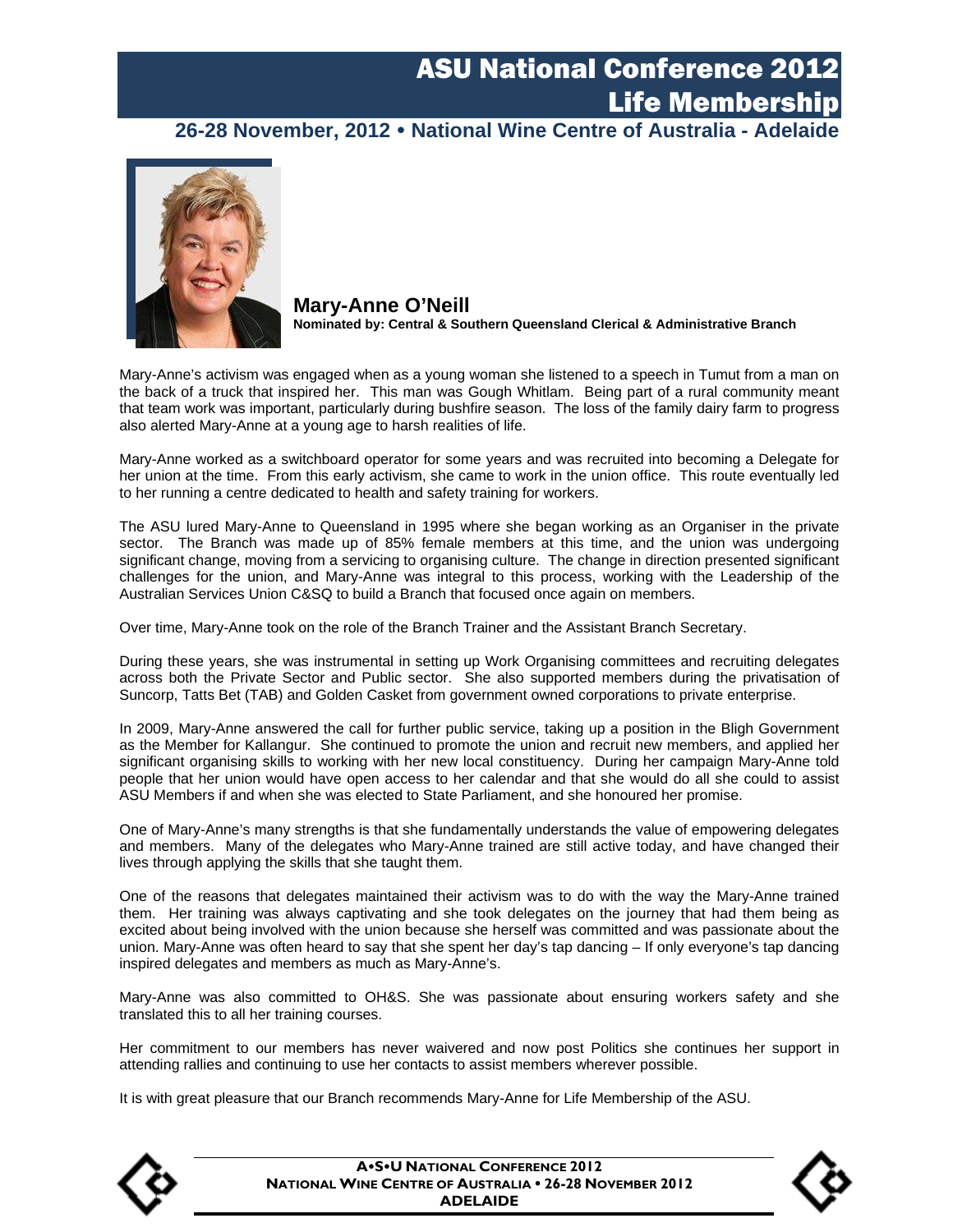# ASU National Conference 2012
# Life Membership

**26-28 November, 2012 • National Wine Centre of Australia - Adelaide**

## Mary-Anne O'Neill

**Nominated by: Central & Southern Queensland Clerical & Administrative Branch**

Mary-Anne's activism was engaged when as a young woman she listened to a speech in Tumut from a man on the back of a truck that inspired her. This man was Gough Whitlam. Being part of a rural community meant that team work was important, particularly during bushfire season. The loss of the family dairy farm to progress also alerted Mary-Anne at a young age to harsh realities of life.

Mary-Anne worked as a switchboard operator for some years and was recruited into becoming a Delegate for her union at the time. From this early activism, she came to work in the union office. This route eventually led to her running a centre dedicated to health and safety training for workers.

The ASU lured Mary-Anne to Queensland in 1995 where she began working as an Organiser in the private sector. The Branch was made up of 85% female members at this time, and the union was undergoing significant change, moving from a servicing to organising culture. The change in direction presented significant challenges for the union, and Mary-Anne was integral to this process, working with the Leadership of the Australian Services Union C&SQ to build a Branch that focused once again on members.

Over time, Mary-Anne took on the role of the Branch Trainer and the Assistant Branch Secretary.

During these years, she was instrumental in setting up Work Organising committees and recruiting delegates across both the Private Sector and Public sector. She also supported members during the privatisation of Suncorp, Tatts Bet (TAB) and Golden Casket from government owned corporations to private enterprise.

In 2009, Mary-Anne answered the call for further public service, taking up a position in the Bligh Government as the Member for Kallangur. She continued to promote the union and recruit new members, and applied her significant organising skills to working with her new local constituency. During her campaign Mary-Anne told people that her union would have open access to her calendar and that she would do all she could to assist ASU Members if and when she was elected to State Parliament, and she honoured her promise.

One of Mary-Anne's many strengths is that she fundamentally understands the value of empowering delegates and members. Many of the delegates who Mary-Anne trained are still active today, and have changed their lives through applying the skills that she taught them.

One of the reasons that delegates maintained their activism was to do with the way the Mary-Anne trained them. Her training was always captivating and she took delegates on the journey that had them being as excited about being involved with the union because she herself was committed and was passionate about the union. Mary-Anne was often heard to say that she spent her day's tap dancing – If only everyone's tap dancing inspired delegates and members as much as Mary-Anne's.

Mary-Anne was also committed to OH&S. She was passionate about ensuring workers safety and she translated this to all her training courses.

Her commitment to our members has never waivered and now post Politics she continues her support in attending rallies and continuing to use her contacts to assist members wherever possible.

It is with great pleasure that our Branch recommends Mary-Anne for Life Membership of the ASU.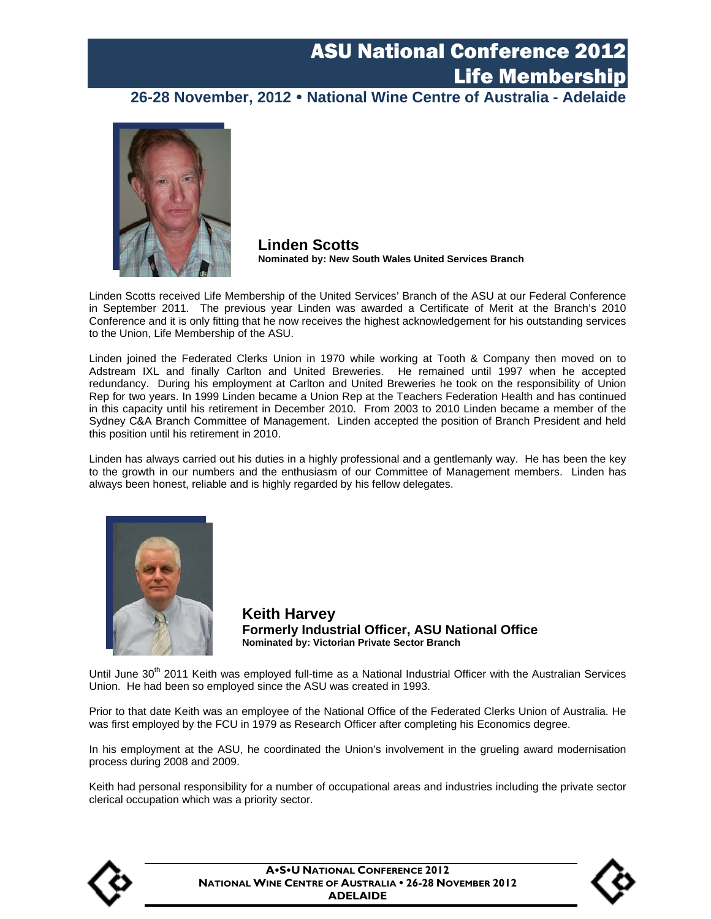# ASU National Conference 2012
# Life Membership

**26-28 November, 2012 • National Wine Centre of Australia - Adelaide**

## Linden Scotts

**Nominated by: New South Wales United Services Branch**

Linden Scotts received Life Membership of the United Services' Branch of the ASU at our Federal Conference in September 2011. The previous year Linden was awarded a Certificate of Merit at the Branch's 2010 Conference and it is only fitting that he now receives the highest acknowledgement for his outstanding services to the Union, Life Membership of the ASU.

Linden joined the Federated Clerks Union in 1970 while working at Tooth & Company then moved on to Adstream IXL and finally Carlton and United Breweries. He remained until 1997 when he accepted redundancy. During his employment at Carlton and United Breweries he took on the responsibility of Union Rep for two years. In 1999 Linden became a Union Rep at the Teachers Federation Health and has continued in this capacity until his retirement in December 2010. From 2003 to 2010 Linden became a member of the Sydney C&A Branch Committee of Management. Linden accepted the position of Branch President and held this position until his retirement in 2010.

Linden has always carried out his duties in a highly professional and a gentlemanly way. He has been the key to the growth in our numbers and the enthusiasm of our Committee of Management members. Linden has always been honest, reliable and is highly regarded by his fellow delegates.

## Keith Harvey

**Formerly Industrial Officer, ASU National Office**

**Nominated by: Victorian Private Sector Branch**

Until June 30th 2011 Keith was employed full-time as a National Industrial Officer with the Australian Services Union. He had been so employed since the ASU was created in 1993.

Prior to that date Keith was an employee of the National Office of the Federated Clerks Union of Australia. He was first employed by the FCU in 1979 as Research Officer after completing his Economics degree.

In his employment at the ASU, he coordinated the Union's involvement in the grueling award modernisation process during 2008 and 2009.

Keith had personal responsibility for a number of occupational areas and industries including the private sector clerical occupation which was a priority sector.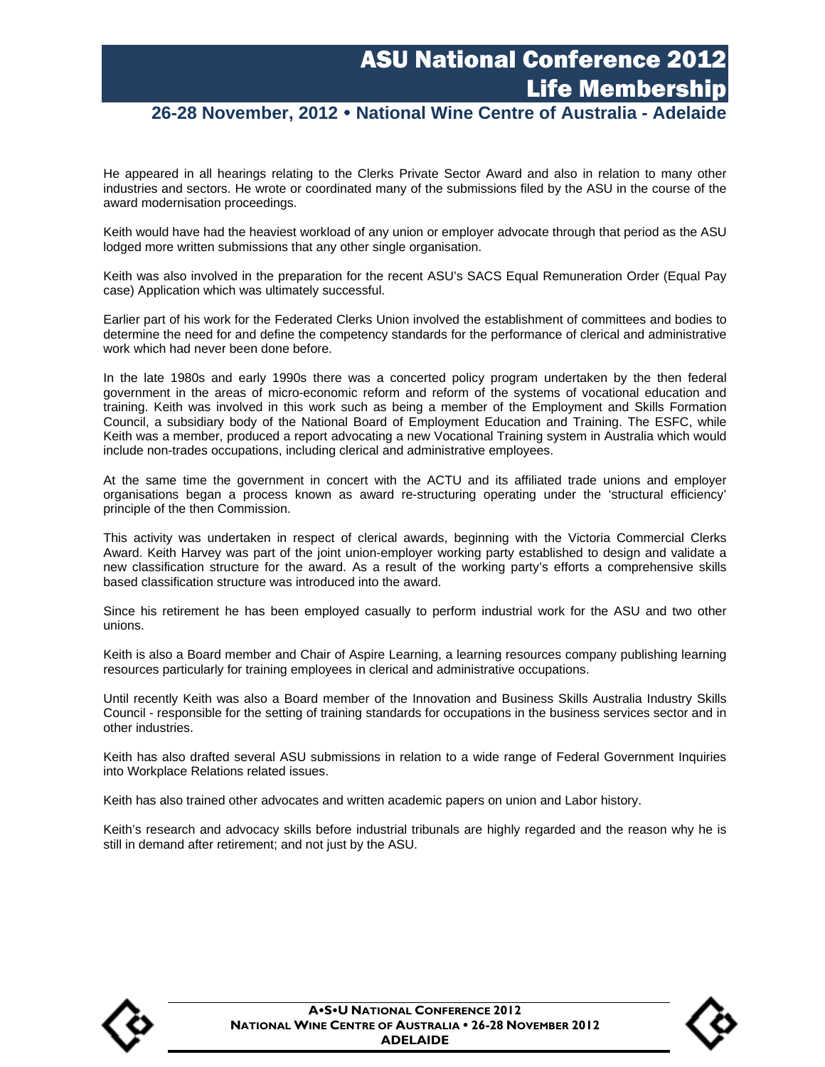He appeared in all hearings relating to the Clerks Private Sector Award and also in relation to many other industries and sectors. He wrote or coordinated many of the submissions filed by the ASU in the course of the award modernisation proceedings.

Keith would have had the heaviest workload of any union or employer advocate through that period as the ASU lodged more written submissions that any other single organisation.

Keith was also involved in the preparation for the recent ASU's SACS Equal Remuneration Order (Equal Pay case) Application which was ultimately successful.

Earlier part of his work for the Federated Clerks Union involved the establishment of committees and bodies to determine the need for and define the competency standards for the performance of clerical and administrative work which had never been done before.

In the late 1980s and early 1990s there was a concerted policy program undertaken by the then federal government in the areas of micro-economic reform and reform of the systems of vocational education and training. Keith was involved in this work such as being a member of the Employment and Skills Formation Council, a subsidiary body of the National Board of Employment Education and Training. The ESFC, while Keith was a member, produced a report advocating a new Vocational Training system in Australia which would include non-trades occupations, including clerical and administrative employees.

At the same time the government in concert with the ACTU and its affiliated trade unions and employer organisations began a process known as award re-structuring operating under the 'structural efficiency' principle of the then Commission.

This activity was undertaken in respect of clerical awards, beginning with the Victoria Commercial Clerks Award. Keith Harvey was part of the joint union-employer working party established to design and validate a new classification structure for the award. As a result of the working party's efforts a comprehensive skills based classification structure was introduced into the award.

Since his retirement he has been employed casually to perform industrial work for the ASU and two other unions.

Keith is also a Board member and Chair of Aspire Learning, a learning resources company publishing learning resources particularly for training employees in clerical and administrative occupations.

Until recently Keith was also a Board member of the Innovation and Business Skills Australia Industry Skills Council - responsible for the setting of training standards for occupations in the business services sector and in other industries.

Keith has also drafted several ASU submissions in relation to a wide range of Federal Government Inquiries into Workplace Relations related issues.

Keith has also trained other advocates and written academic papers on union and Labor history.

Keith's research and advocacy skills before industrial tribunals are highly regarded and the reason why he is still in demand after retirement; and not just by the ASU.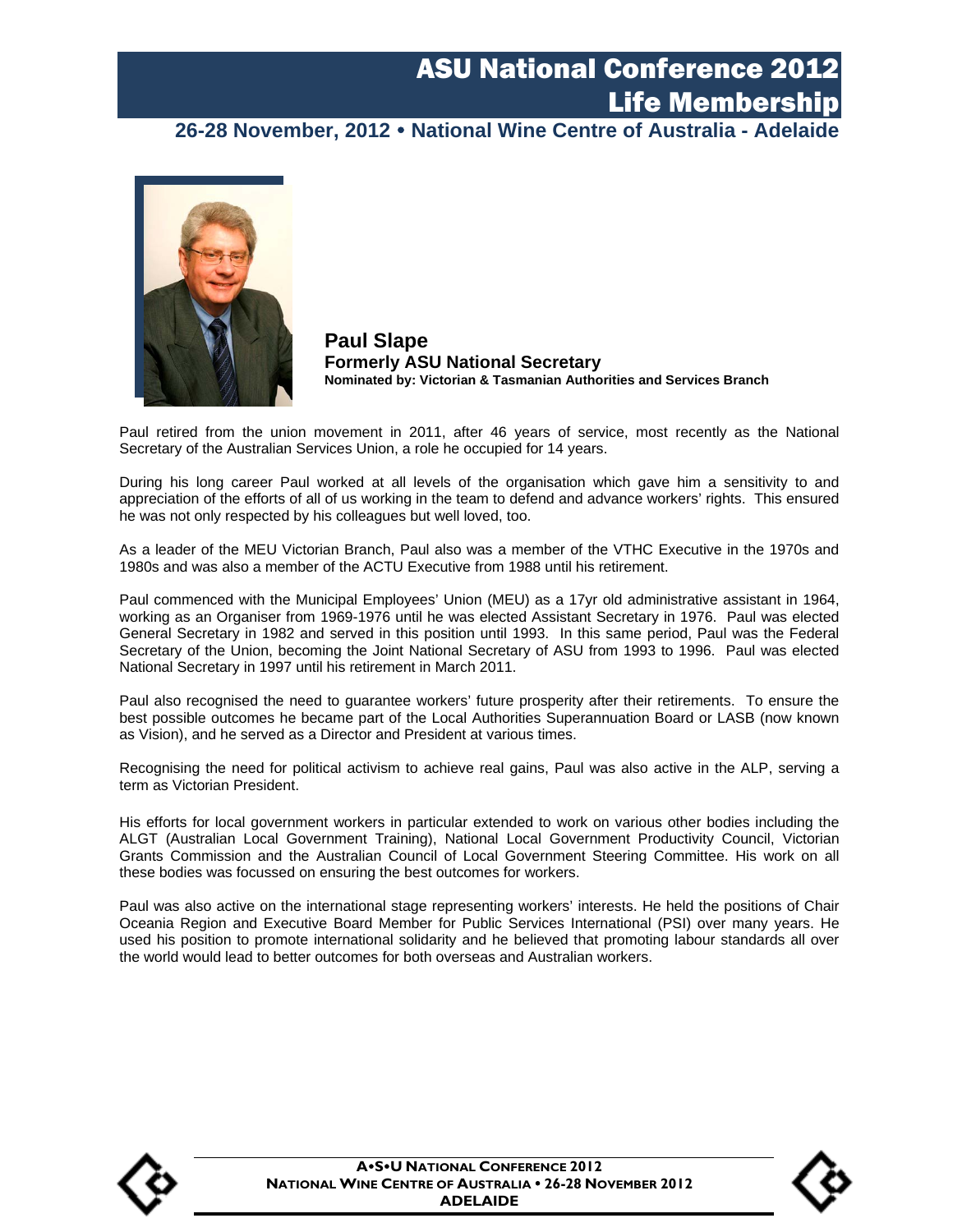# ASU National Conference 2012
# Life Membership

**26-28 November, 2012 • National Wine Centre of Australia - Adelaide**

## Paul Slape

### Formerly ASU National Secretary

**Nominated by: Victorian & Tasmanian Authorities and Services Branch**

Paul retired from the union movement in 2011, after 46 years of service, most recently as the National Secretary of the Australian Services Union, a role he occupied for 14 years.

During his long career Paul worked at all levels of the organisation which gave him a sensitivity to and appreciation of the efforts of all of us working in the team to defend and advance workers' rights. This ensured he was not only respected by his colleagues but well loved, too.

As a leader of the MEU Victorian Branch, Paul also was a member of the VTHC Executive in the 1970s and 1980s and was also a member of the ACTU Executive from 1988 until his retirement.

Paul commenced with the Municipal Employees' Union (MEU) as a 17yr old administrative assistant in 1964, working as an Organiser from 1969-1976 until he was elected Assistant Secretary in 1976. Paul was elected General Secretary in 1982 and served in this position until 1993. In this same period, Paul was the Federal Secretary of the Union, becoming the Joint National Secretary of ASU from 1993 to 1996. Paul was elected National Secretary in 1997 until his retirement in March 2011.

Paul also recognised the need to guarantee workers' future prosperity after their retirements. To ensure the best possible outcomes he became part of the Local Authorities Superannuation Board or LASB (now known as Vision), and he served as a Director and President at various times.

Recognising the need for political activism to achieve real gains, Paul was also active in the ALP, serving a term as Victorian President.

His efforts for local government workers in particular extended to work on various other bodies including the ALGT (Australian Local Government Training), National Local Government Productivity Council, Victorian Grants Commission and the Australian Council of Local Government Steering Committee. His work on all these bodies was focussed on ensuring the best outcomes for workers.

Paul was also active on the international stage representing workers' interests. He held the positions of Chair Oceania Region and Executive Board Member for Public Services International (PSI) over many years. He used his position to promote international solidarity and he believed that promoting labour standards all over the world would lead to better outcomes for both overseas and Australian workers.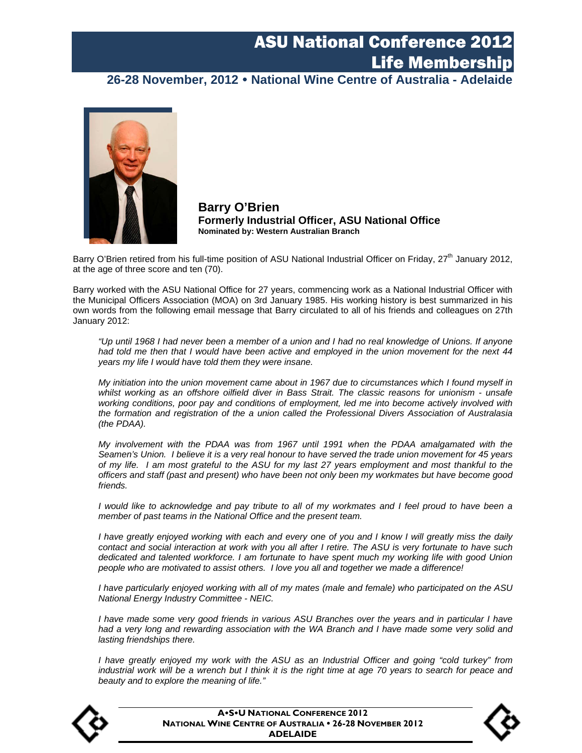# ASU National Conference 2012
# Life Membership

**26-28 November, 2012 • National Wine Centre of Australia - Adelaide**

**Barry O'Brien**
**Formerly Industrial Officer, ASU National Office**
**Nominated by: Western Australian Branch**

Barry O'Brien retired from his full-time position of ASU National Industrial Officer on Friday, 27th January 2012, at the age of three score and ten (70).

Barry worked with the ASU National Office for 27 years, commencing work as a National Industrial Officer with the Municipal Officers Association (MOA) on 3rd January 1985. His working history is best summarized in his own words from the following email message that Barry circulated to all of his friends and colleagues on 27th January 2012:

> *"Up until 1968 I had never been a member of a union and I had no real knowledge of Unions. If anyone had told me then that I would have been active and employed in the union movement for the next 44 years my life I would have told them they were insane.*
>
> *My initiation into the union movement came about in 1967 due to circumstances which I found myself in whilst working as an offshore oilfield diver in Bass Strait. The classic reasons for unionism - unsafe working conditions, poor pay and conditions of employment, led me into become actively involved with the formation and registration of the a union called the Professional Divers Association of Australasia (the PDAA).*
>
> *My involvement with the PDAA was from 1967 until 1991 when the PDAA amalgamated with the Seamen's Union. I believe it is a very real honour to have served the trade union movement for 45 years of my life. I am most grateful to the ASU for my last 27 years employment and most thankful to the officers and staff (past and present) who have been not only been my workmates but have become good friends.*
>
> *I would like to acknowledge and pay tribute to all of my workmates and I feel proud to have been a member of past teams in the National Office and the present team.*
>
> *I have greatly enjoyed working with each and every one of you and I know I will greatly miss the daily contact and social interaction at work with you all after I retire. The ASU is very fortunate to have such dedicated and talented workforce. I am fortunate to have spent much my working life with good Union people who are motivated to assist others. I love you all and together we made a difference!*
>
> *I have particularly enjoyed working with all of my mates (male and female) who participated on the ASU National Energy Industry Committee - NEIC.*
>
> *I have made some very good friends in various ASU Branches over the years and in particular I have had a very long and rewarding association with the WA Branch and I have made some very solid and lasting friendships there.*
>
> *I have greatly enjoyed my work with the ASU as an Industrial Officer and going "cold turkey" from industrial work will be a wrench but I think it is the right time at age 70 years to search for peace and beauty and to explore the meaning of life."*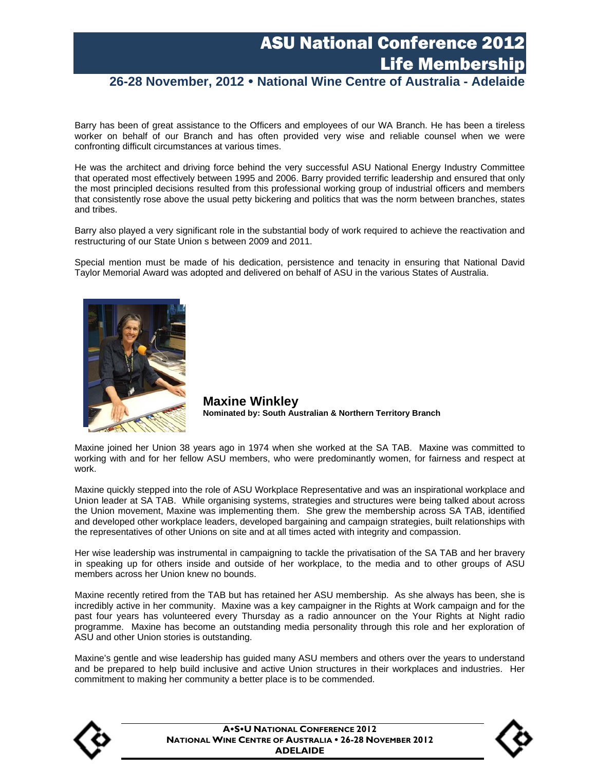Barry has been of great assistance to the Officers and employees of our WA Branch. He has been a tireless worker on behalf of our Branch and has often provided very wise and reliable counsel when we were confronting difficult circumstances at various times.

He was the architect and driving force behind the very successful ASU National Energy Industry Committee that operated most effectively between 1995 and 2006. Barry provided terrific leadership and ensured that only the most principled decisions resulted from this professional working group of industrial officers and members that consistently rose above the usual petty bickering and politics that was the norm between branches, states and tribes.

Barry also played a very significant role in the substantial body of work required to achieve the reactivation and restructuring of our State Union s between 2009 and 2011.

Special mention must be made of his dedication, persistence and tenacity in ensuring that National David Taylor Memorial Award was adopted and delivered on behalf of ASU in the various States of Australia.

## Maxine Winkley

**Nominated by: South Australian & Northern Territory Branch**

Maxine joined her Union 38 years ago in 1974 when she worked at the SA TAB. Maxine was committed to working with and for her fellow ASU members, who were predominantly women, for fairness and respect at work.

Maxine quickly stepped into the role of ASU Workplace Representative and was an inspirational workplace and Union leader at SA TAB. While organising systems, strategies and structures were being talked about across the Union movement, Maxine was implementing them. She grew the membership across SA TAB, identified and developed other workplace leaders, developed bargaining and campaign strategies, built relationships with the representatives of other Unions on site and at all times acted with integrity and compassion.

Her wise leadership was instrumental in campaigning to tackle the privatisation of the SA TAB and her bravery in speaking up for others inside and outside of her workplace, to the media and to other groups of ASU members across her Union knew no bounds.

Maxine recently retired from the TAB but has retained her ASU membership. As she always has been, she is incredibly active in her community. Maxine was a key campaigner in the Rights at Work campaign and for the past four years has volunteered every Thursday as a radio announcer on the Your Rights at Night radio programme. Maxine has become an outstanding media personality through this role and her exploration of ASU and other Union stories is outstanding.

Maxine's gentle and wise leadership has guided many ASU members and others over the years to understand and be prepared to help build inclusive and active Union structures in their workplaces and industries. Her commitment to making her community a better place is to be commended.